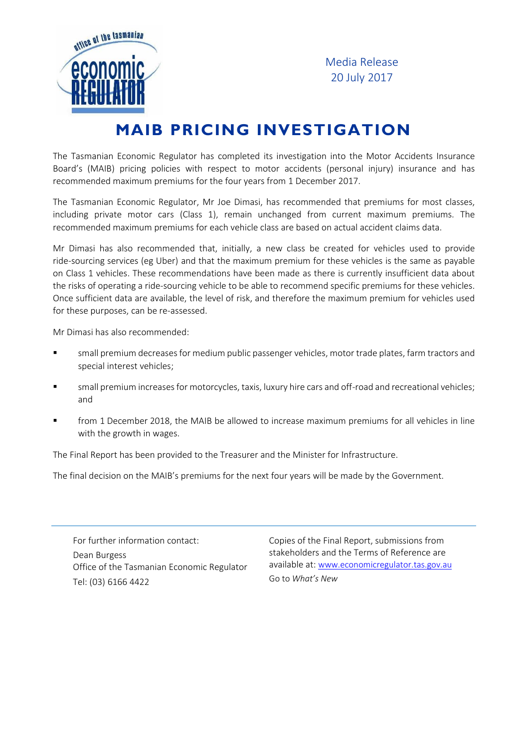Media Release
20 July 2017

# MAIB PRICING INVESTIGATION

The Tasmanian Economic Regulator has completed its investigation into the Motor Accidents Insurance Board's (MAIB) pricing policies with respect to motor accidents (personal injury) insurance and has recommended maximum premiums for the four years from 1 December 2017.

The Tasmanian Economic Regulator, Mr Joe Dimasi, has recommended that premiums for most classes, including private motor cars (Class 1), remain unchanged from current maximum premiums. The recommended maximum premiums for each vehicle class are based on actual accident claims data.

Mr Dimasi has also recommended that, initially, a new class be created for vehicles used to provide ride-sourcing services (eg Uber) and that the maximum premium for these vehicles is the same as payable on Class 1 vehicles. These recommendations have been made as there is currently insufficient data about the risks of operating a ride-sourcing vehicle to be able to recommend specific premiums for these vehicles. Once sufficient data are available, the level of risk, and therefore the maximum premium for vehicles used for these purposes, can be re-assessed.

Mr Dimasi has also recommended:

- small premium decreases for medium public passenger vehicles, motor trade plates, farm tractors and special interest vehicles;
- small premium increases for motorcycles, taxis, luxury hire cars and off-road and recreational vehicles; and
- from 1 December 2018, the MAIB be allowed to increase maximum premiums for all vehicles in line with the growth in wages.

The Final Report has been provided to the Treasurer and the Minister for Infrastructure.

The final decision on the MAIB's premiums for the next four years will be made by the Government.

---

For further information contact:
Dean Burgess
Office of the Tasmanian Economic Regulator
Tel: (03) 6166 4422

Copies of the Final Report, submissions from stakeholders and the Terms of Reference are available at: www.economicregulator.tas.gov.au
Go to *What's New*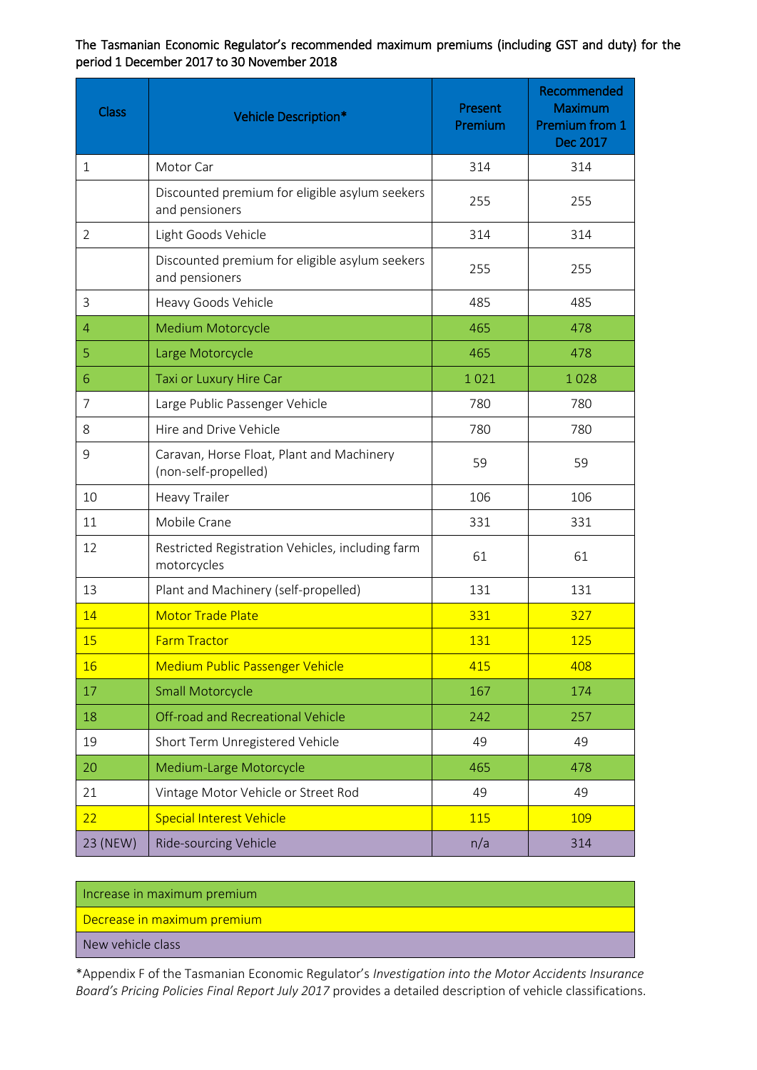The Tasmanian Economic Regulator's recommended maximum premiums (including GST and duty) for the period 1 December 2017 to 30 November 2018

| Class | Vehicle Description* | Present Premium | Recommended Maximum Premium from 1 Dec 2017 |
|---|---|---|---|
| 1 | Motor Car | 314 | 314 |
| | Discounted premium for eligible asylum seekers and pensioners | 255 | 255 |
| 2 | Light Goods Vehicle | 314 | 314 |
| | Discounted premium for eligible asylum seekers and pensioners | 255 | 255 |
| 3 | Heavy Goods Vehicle | 485 | 485 |
| 4 | Medium Motorcycle | 465 | 478 |
| 5 | Large Motorcycle | 465 | 478 |
| 6 | Taxi or Luxury Hire Car | 1 021 | 1 028 |
| 7 | Large Public Passenger Vehicle | 780 | 780 |
| 8 | Hire and Drive Vehicle | 780 | 780 |
| 9 | Caravan, Horse Float, Plant and Machinery (non-self-propelled) | 59 | 59 |
| 10 | Heavy Trailer | 106 | 106 |
| 11 | Mobile Crane | 331 | 331 |
| 12 | Restricted Registration Vehicles, including farm motorcycles | 61 | 61 |
| 13 | Plant and Machinery (self-propelled) | 131 | 131 |
| 14 | Motor Trade Plate | 331 | 327 |
| 15 | Farm Tractor | 131 | 125 |
| 16 | Medium Public Passenger Vehicle | 415 | 408 |
| 17 | Small Motorcycle | 167 | 174 |
| 18 | Off-road and Recreational Vehicle | 242 | 257 |
| 19 | Short Term Unregistered Vehicle | 49 | 49 |
| 20 | Medium-Large Motorcycle | 465 | 478 |
| 21 | Vintage Motor Vehicle or Street Rod | 49 | 49 |
| 22 | Special Interest Vehicle | 115 | 109 |
| 23 (NEW) | Ride-sourcing Vehicle | n/a | 314 |

| |
|---|
| Increase in maximum premium |
| Decrease in maximum premium |
| New vehicle class |

*Appendix F of the Tasmanian Economic Regulator's *Investigation into the Motor Accidents Insurance Board's Pricing Policies Final Report July 2017* provides a detailed description of vehicle classifications.